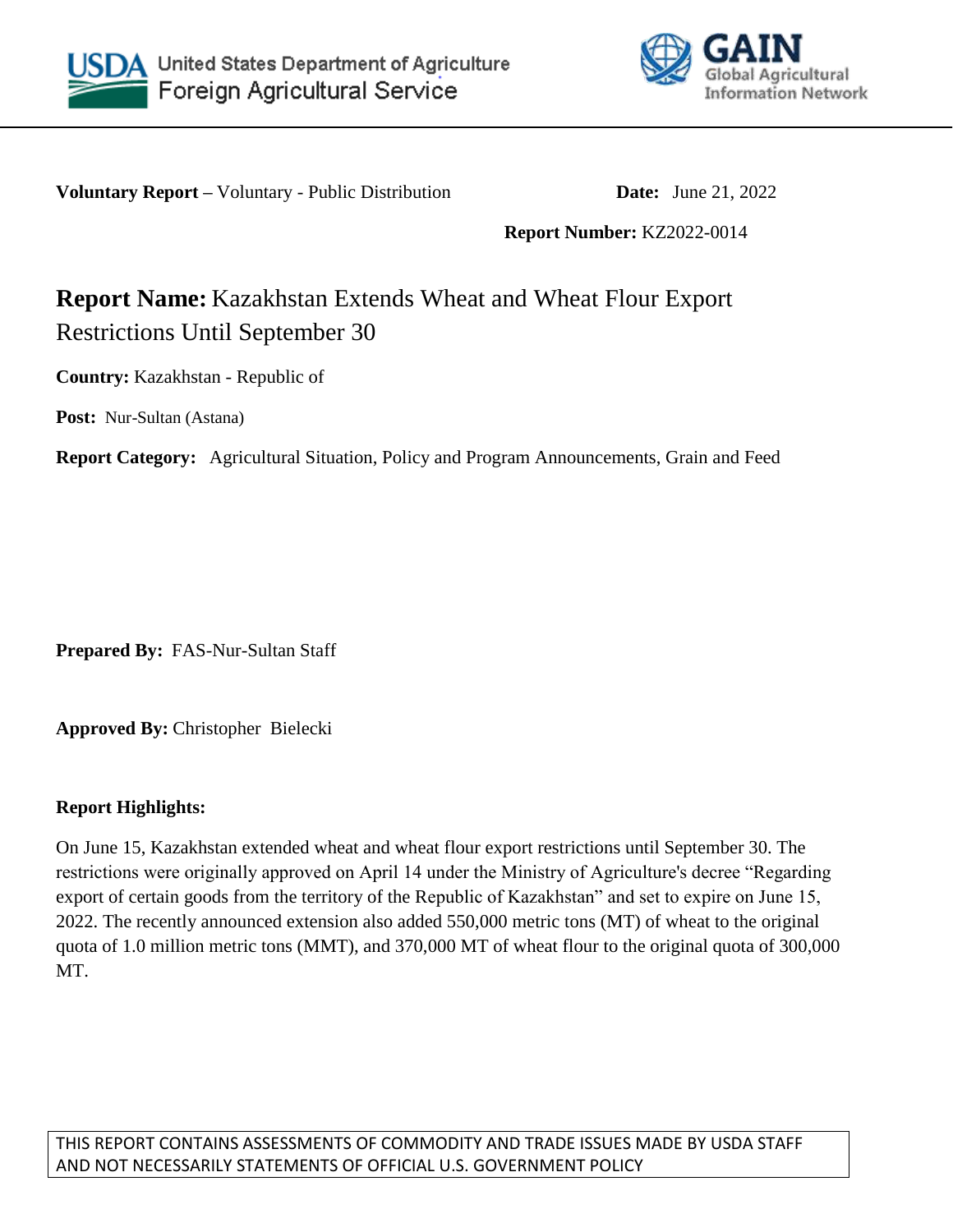United States Department of Agriculture
Foreign Agricultural Service

GAIN
Global Agricultural Information Network

**Voluntary Report –** Voluntary - Public Distribution **Date:** June 21, 2022

**Report Number:** KZ2022-0014

# **Report Name:** Kazakhstan Extends Wheat and Wheat Flour Export Restrictions Until September 30

**Country:** Kazakhstan - Republic of

**Post:** Nur-Sultan (Astana)

**Report Category:** Agricultural Situation, Policy and Program Announcements, Grain and Feed

**Prepared By:** FAS-Nur-Sultan Staff

**Approved By:** Christopher Bielecki

**Report Highlights:**

On June 15, Kazakhstan extended wheat and wheat flour export restrictions until September 30. The restrictions were originally approved on April 14 under the Ministry of Agriculture's decree "Regarding export of certain goods from the territory of the Republic of Kazakhstan" and set to expire on June 15, 2022. The recently announced extension also added 550,000 metric tons (MT) of wheat to the original quota of 1.0 million metric tons (MMT), and 370,000 MT of wheat flour to the original quota of 300,000 MT.

THIS REPORT CONTAINS ASSESSMENTS OF COMMODITY AND TRADE ISSUES MADE BY USDA STAFF AND NOT NECESSARILY STATEMENTS OF OFFICIAL U.S. GOVERNMENT POLICY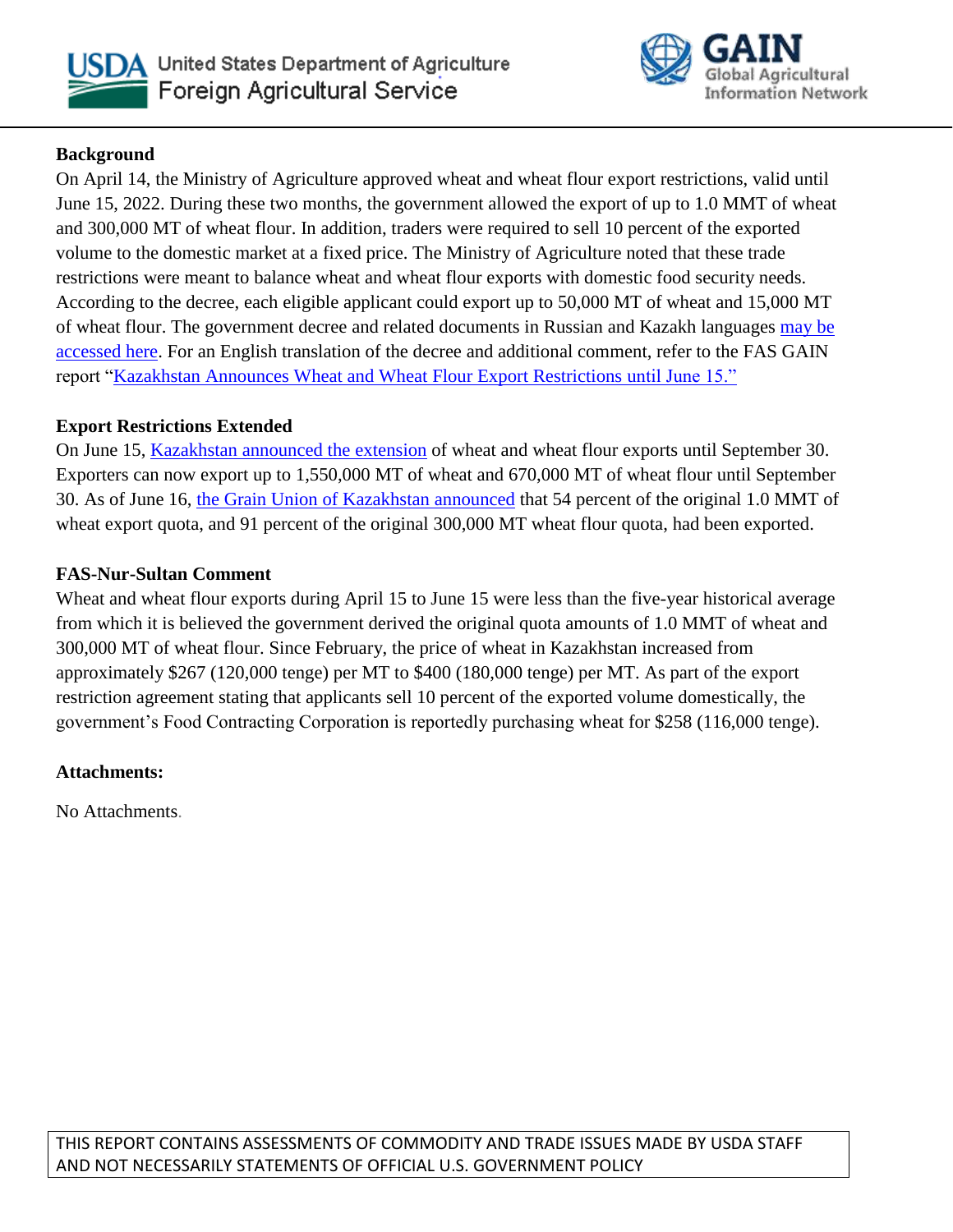**Background**

On April 14, the Ministry of Agriculture approved wheat and wheat flour export restrictions, valid until June 15, 2022. During these two months, the government allowed the export of up to 1.0 MMT of wheat and 300,000 MT of wheat flour. In addition, traders were required to sell 10 percent of the exported volume to the domestic market at a fixed price. The Ministry of Agriculture noted that these trade restrictions were meant to balance wheat and wheat flour exports with domestic food security needs. According to the decree, each eligible applicant could export up to 50,000 MT of wheat and 15,000 MT of wheat flour. The government decree and related documents in Russian and Kazakh languages may be accessed here. For an English translation of the decree and additional comment, refer to the FAS GAIN report "Kazakhstan Announces Wheat and Wheat Flour Export Restrictions until June 15."

**Export Restrictions Extended**

On June 15, Kazakhstan announced the extension of wheat and wheat flour exports until September 30. Exporters can now export up to 1,550,000 MT of wheat and 670,000 MT of wheat flour until September 30. As of June 16, the Grain Union of Kazakhstan announced that 54 percent of the original 1.0 MMT of wheat export quota, and 91 percent of the original 300,000 MT wheat flour quota, had been exported.

**FAS-Nur-Sultan Comment**

Wheat and wheat flour exports during April 15 to June 15 were less than the five-year historical average from which it is believed the government derived the original quota amounts of 1.0 MMT of wheat and 300,000 MT of wheat flour. Since February, the price of wheat in Kazakhstan increased from approximately $267 (120,000 tenge) per MT to $400 (180,000 tenge) per MT. As part of the export restriction agreement stating that applicants sell 10 percent of the exported volume domestically, the government's Food Contracting Corporation is reportedly purchasing wheat for $258 (116,000 tenge).

**Attachments:**

No Attachments.

THIS REPORT CONTAINS ASSESSMENTS OF COMMODITY AND TRADE ISSUES MADE BY USDA STAFF AND NOT NECESSARILY STATEMENTS OF OFFICIAL U.S. GOVERNMENT POLICY